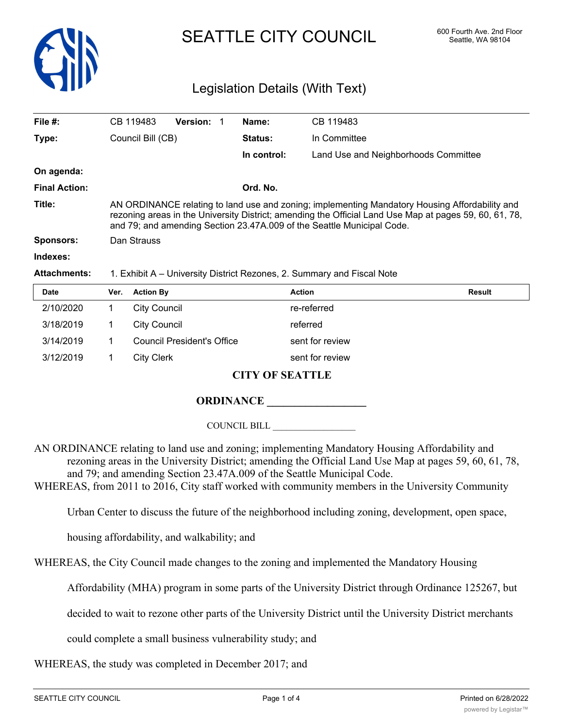# SEATTLE CITY COUNCIL

600 Fourth Ave. 2nd Floor
Seattle, WA 98104

## Legislation Details (With Text)

| | | | |
|---|---|---|---|
| **File #:** | CB 119483 **Version:** 1 | **Name:** | CB 119483 |
| **Type:** | Council Bill (CB) | **Status:** | In Committee |
| | | **In control:** | Land Use and Neighborhoods Committee |
| **On agenda:** | | | |
| **Final Action:** | | **Ord. No.** | |

**Title:** AN ORDINANCE relating to land use and zoning; implementing Mandatory Housing Affordability and rezoning areas in the University District; amending the Official Land Use Map at pages 59, 60, 61, 78, and 79; and amending Section 23.47A.009 of the Seattle Municipal Code.

**Sponsors:** Dan Strauss

**Indexes:**

**Attachments:** 1. Exhibit A – University District Rezones, 2. Summary and Fiscal Note

| Date | Ver. | Action By | Action | Result |
|---|---|---|---|---|
| 2/10/2020 | 1 | City Council | re-referred | |
| 3/18/2019 | 1 | City Council | referred | |
| 3/14/2019 | 1 | Council President's Office | sent for review | |
| 3/12/2019 | 1 | City Clerk | sent for review | |

**CITY OF SEATTLE**

**ORDINANCE \_\_\_\_\_\_\_\_\_\_\_\_\_\_\_\_\_\_**

COUNCIL BILL \_\_\_\_\_\_\_\_\_\_\_\_\_\_\_\_\_\_

AN ORDINANCE relating to land use and zoning; implementing Mandatory Housing Affordability and rezoning areas in the University District; amending the Official Land Use Map at pages 59, 60, 61, 78, and 79; and amending Section 23.47A.009 of the Seattle Municipal Code.

WHEREAS, from 2011 to 2016, City staff worked with community members in the University Community Urban Center to discuss the future of the neighborhood including zoning, development, open space, housing affordability, and walkability; and

WHEREAS, the City Council made changes to the zoning and implemented the Mandatory Housing Affordability (MHA) program in some parts of the University District through Ordinance 125267, but decided to wait to rezone other parts of the University District until the University District merchants could complete a small business vulnerability study; and

WHEREAS, the study was completed in December 2017; and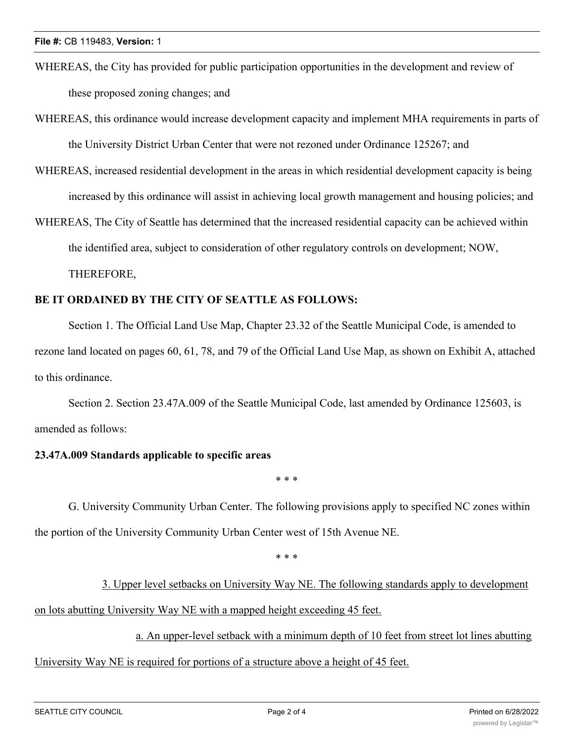WHEREAS, the City has provided for public participation opportunities in the development and review of these proposed zoning changes; and

WHEREAS, this ordinance would increase development capacity and implement MHA requirements in parts of the University District Urban Center that were not rezoned under Ordinance 125267; and

WHEREAS, increased residential development in the areas in which residential development capacity is being increased by this ordinance will assist in achieving local growth management and housing policies; and

WHEREAS, The City of Seattle has determined that the increased residential capacity can be achieved within the identified area, subject to consideration of other regulatory controls on development; NOW, THEREFORE,

**BE IT ORDAINED BY THE CITY OF SEATTLE AS FOLLOWS:**

Section 1. The Official Land Use Map, Chapter 23.32 of the Seattle Municipal Code, is amended to rezone land located on pages 60, 61, 78, and 79 of the Official Land Use Map, as shown on Exhibit A, attached to this ordinance.

Section 2. Section 23.47A.009 of the Seattle Municipal Code, last amended by Ordinance 125603, is amended as follows:

**23.47A.009 Standards applicable to specific areas**

\* \* \*

G. University Community Urban Center. The following provisions apply to specified NC zones within the portion of the University Community Urban Center west of 15th Avenue NE.

\* \* \*

<u>3. Upper level setbacks on University Way NE. The following standards apply to development on lots abutting University Way NE with a mapped height exceeding 45 feet.</u>

<u>a. An upper-level setback with a minimum depth of 10 feet from street lot lines abutting University Way NE is required for portions of a structure above a height of 45 feet.</u>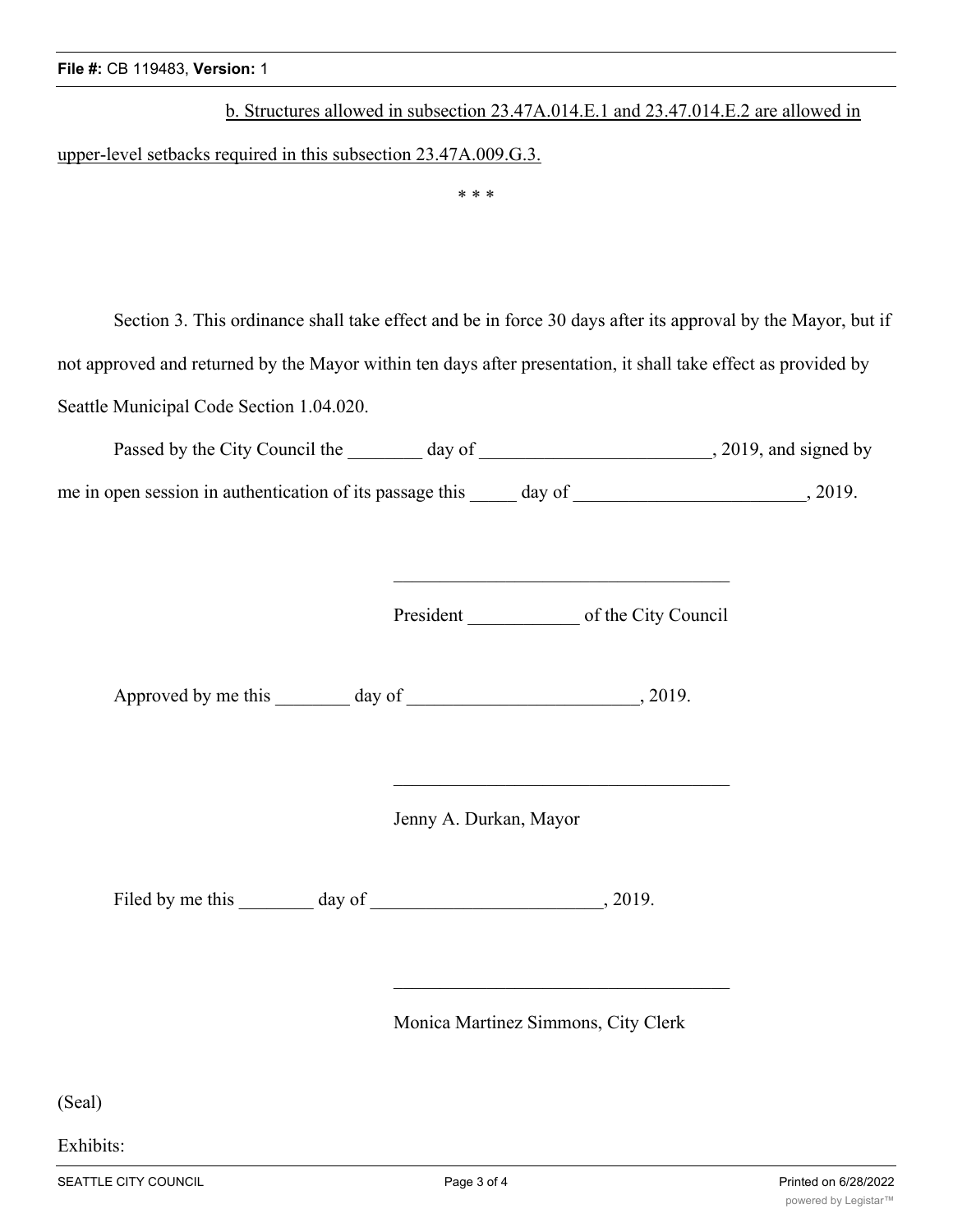b. Structures allowed in subsection 23.47A.014.E.1 and 23.47.014.E.2 are allowed in upper-level setbacks required in this subsection 23.47A.009.G.3.

\* \* \*

Section 3. This ordinance shall take effect and be in force 30 days after its approval by the Mayor, but if not approved and returned by the Mayor within ten days after presentation, it shall take effect as provided by Seattle Municipal Code Section 1.04.020.

Passed by the City Council the ________ day of _________________________, 2019, and signed by me in open session in authentication of its passage this _____ day of _________________________, 2019.

_____________________________________

President ____________ of the City Council

Approved by me this ________ day of _________________________, 2019.

_____________________________________

Jenny A. Durkan, Mayor

Filed by me this ________ day of _________________________, 2019.

_____________________________________

Monica Martinez Simmons, City Clerk

(Seal)

Exhibits: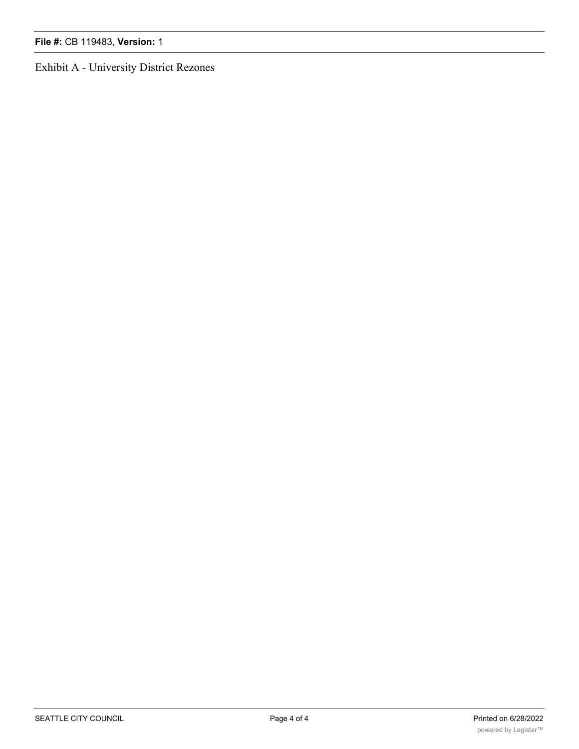Exhibit A - University District Rezones